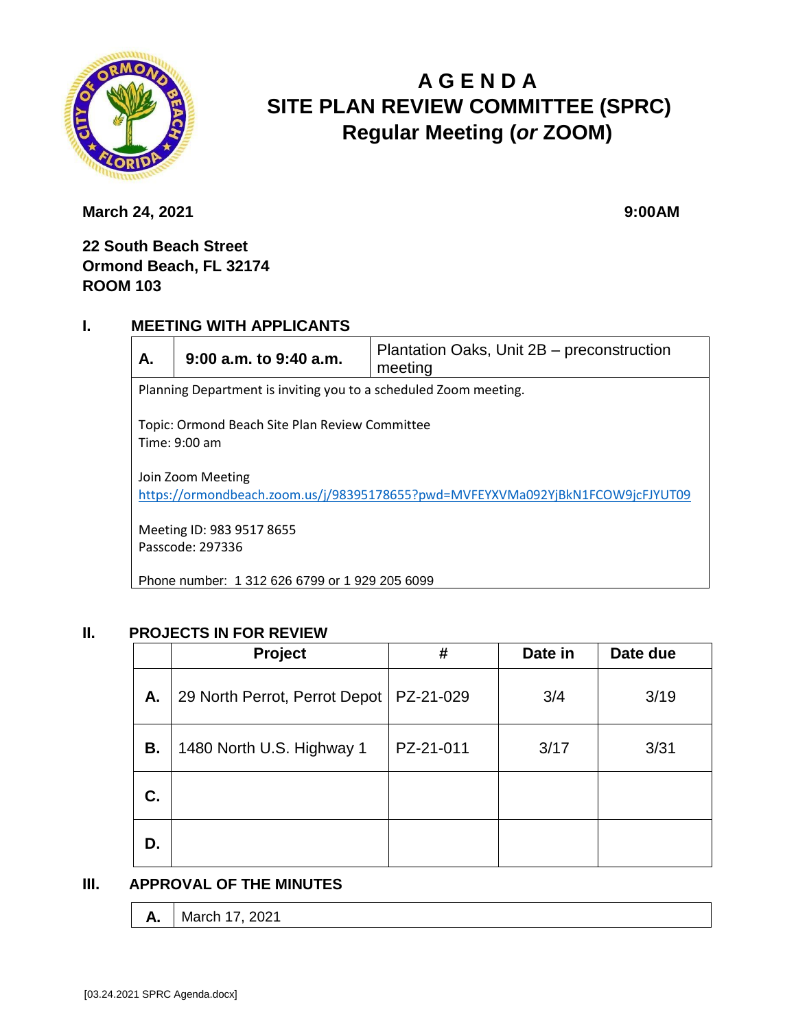# A G E N D A
# SITE PLAN REVIEW COMMITTEE (SPRC)
# Regular Meeting (*or* ZOOM)

**March 24, 2021** **9:00AM**

**22 South Beach Street**
**Ormond Beach, FL 32174**
**ROOM 103**

## I. MEETING WITH APPLICANTS

| **A.** | **9:00 a.m. to 9:40 a.m.** | Plantation Oaks, Unit 2B – preconstruction meeting |
|---|---|---|

Planning Department is inviting you to a scheduled Zoom meeting.

Topic: Ormond Beach Site Plan Review Committee
Time: 9:00 am

Join Zoom Meeting
https://ormondbeach.zoom.us/j/98395178655?pwd=MVFEYXVMa092YjBkN1FCOW9jcFJYUT09

Meeting ID: 983 9517 8655
Passcode: 297336

Phone number: 1 312 626 6799 or 1 929 205 6099

## II. PROJECTS IN FOR REVIEW

| | Project | # | Date in | Date due |
|---|---|---|---|---|
| **A.** | 29 North Perrot, Perrot Depot | PZ-21-029 | 3/4 | 3/19 |
| **B.** | 1480 North U.S. Highway 1 | PZ-21-011 | 3/17 | 3/31 |
| **C.** | | | | |
| **D.** | | | | |

## III. APPROVAL OF THE MINUTES

| **A.** | March 17, 2021 |
|---|---|

[03.24.2021 SPRC Agenda.docx]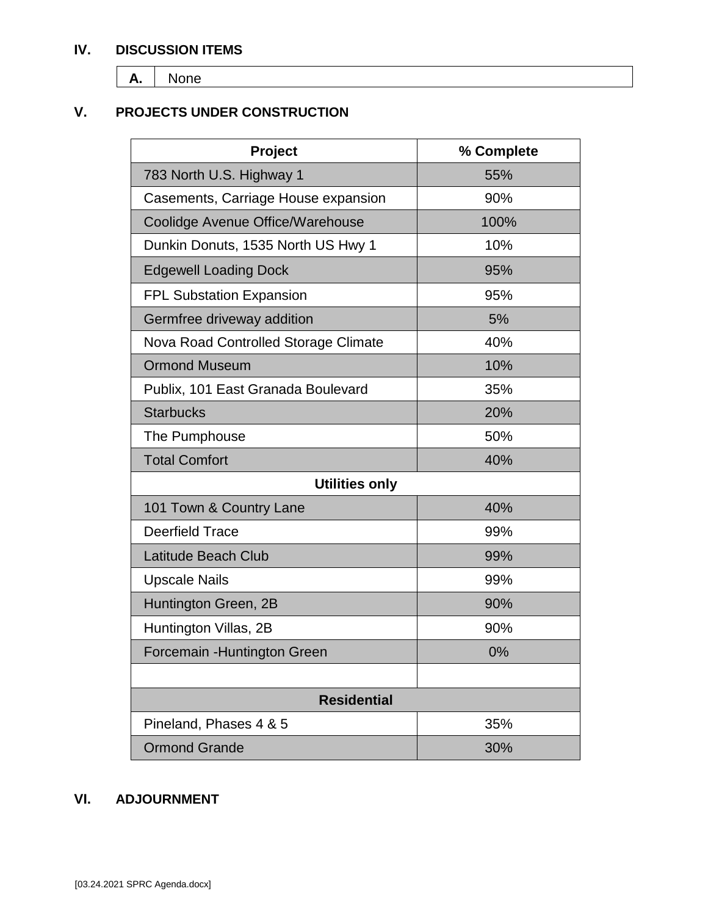## IV. DISCUSSION ITEMS

| | |
|---|---|
| **A.** | None |

## V. PROJECTS UNDER CONSTRUCTION

| Project | % Complete |
|---|---|
| 783 North U.S. Highway 1 | 55% |
| Casements, Carriage House expansion | 90% |
| Coolidge Avenue Office/Warehouse | 100% |
| Dunkin Donuts, 1535 North US Hwy 1 | 10% |
| Edgewell Loading Dock | 95% |
| FPL Substation Expansion | 95% |
| Germfree driveway addition | 5% |
| Nova Road Controlled Storage Climate | 40% |
| Ormond Museum | 10% |
| Publix, 101 East Granada Boulevard | 35% |
| Starbucks | 20% |
| The Pumphouse | 50% |
| Total Comfort | 40% |
| **Utilities only** | |
| 101 Town & Country Lane | 40% |
| Deerfield Trace | 99% |
| Latitude Beach Club | 99% |
| Upscale Nails | 99% |
| Huntington Green, 2B | 90% |
| Huntington Villas, 2B | 90% |
| Forcemain -Huntington Green | 0% |
| | |
| **Residential** | |
| Pineland, Phases 4 & 5 | 35% |
| Ormond Grande | 30% |

## VI. ADJOURNMENT

[03.24.2021 SPRC Agenda.docx]